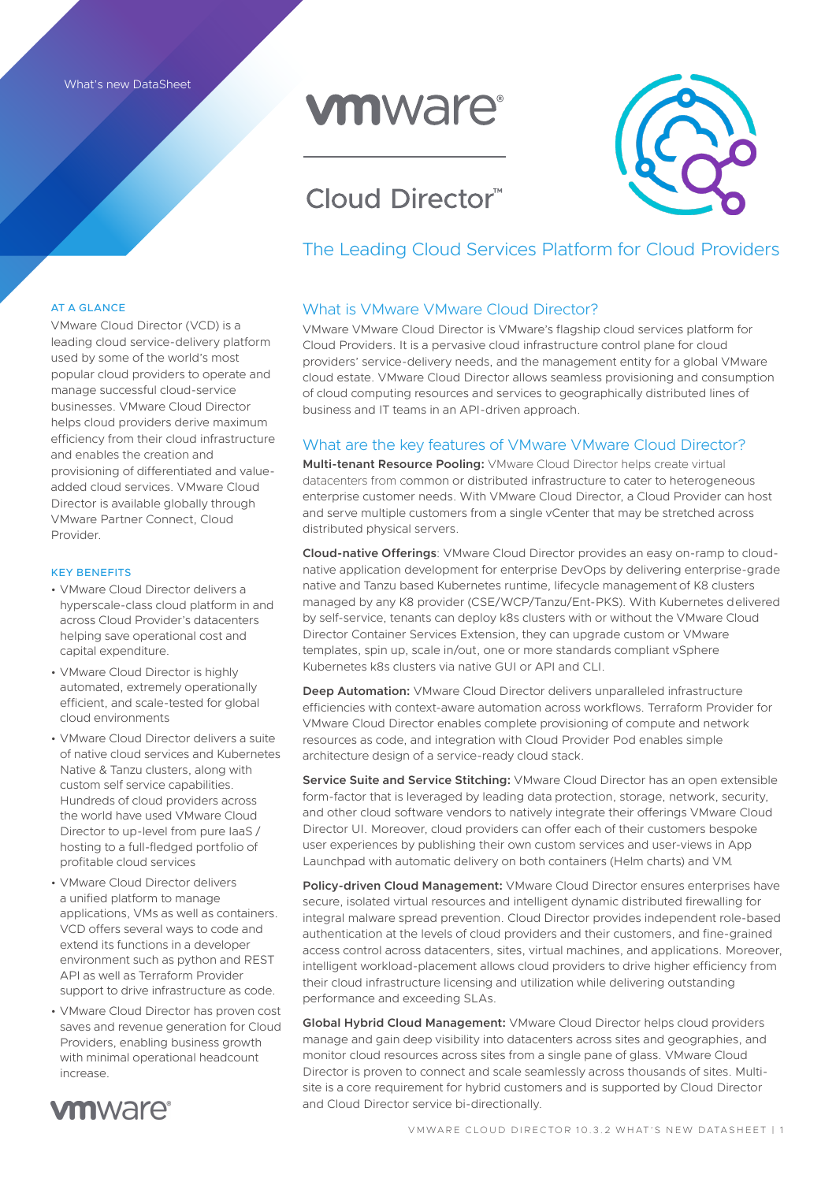What's new DataSheet

# Cloud Director™

## The Leading Cloud Services Platform for Cloud Providers

### AT A GLANCE

VMware Cloud Director (VCD) is a leading cloud service-delivery platform used by some of the world's most popular cloud providers to operate and manage successful cloud-service businesses. VMware Cloud Director helps cloud providers derive maximum efficiency from their cloud infrastructure and enables the creation and provisioning of differentiated and value-added cloud services. VMware Cloud Director is available globally through VMware Partner Connect, Cloud Provider.

### KEY BENEFITS

- VMware Cloud Director delivers a hyperscale-class cloud platform in and across Cloud Provider's datacenters helping save operational cost and capital expenditure.
- VMware Cloud Director is highly automated, extremely operationally efficient, and scale-tested for global cloud environments
- VMware Cloud Director delivers a suite of native cloud services and Kubernetes Native & Tanzu clusters, along with custom self service capabilities. Hundreds of cloud providers across the world have used VMware Cloud Director to up-level from pure IaaS / hosting to a full-fledged portfolio of profitable cloud services
- VMware Cloud Director delivers a unified platform to manage applications, VMs as well as containers. VCD offers several ways to code and extend its functions in a developer environment such as python and REST API as well as Terraform Provider support to drive infrastructure as code.
- VMware Cloud Director has proven cost saves and revenue generation for Cloud Providers, enabling business growth with minimal operational headcount increase.

## What is VMware VMware Cloud Director?

VMware VMware Cloud Director is VMware's flagship cloud services platform for Cloud Providers. It is a pervasive cloud infrastructure control plane for cloud providers' service-delivery needs, and the management entity for a global VMware cloud estate. VMware Cloud Director allows seamless provisioning and consumption of cloud computing resources and services to geographically distributed lines of business and IT teams in an API-driven approach.

## What are the key features of VMware VMware Cloud Director?

**Multi-tenant Resource Pooling:** VMware Cloud Director helps create virtual datacenters from common or distributed infrastructure to cater to heterogeneous enterprise customer needs. With VMware Cloud Director, a Cloud Provider can host and serve multiple customers from a single vCenter that may be stretched across distributed physical servers.

**Cloud-native Offerings**: VMware Cloud Director provides an easy on-ramp to cloud-native application development for enterprise DevOps by delivering enterprise-grade native and Tanzu based Kubernetes runtime, lifecycle management of K8 clusters managed by any K8 provider (CSE/WCP/Tanzu/Ent-PKS). With Kubernetes delivered by self-service, tenants can deploy k8s clusters with or without the VMware Cloud Director Container Services Extension, they can upgrade custom or VMware templates, spin up, scale in/out, one or more standards compliant vSphere Kubernetes k8s clusters via native GUI or API and CLI.

**Deep Automation:** VMware Cloud Director delivers unparalleled infrastructure efficiencies with context-aware automation across workflows. Terraform Provider for VMware Cloud Director enables complete provisioning of compute and network resources as code, and integration with Cloud Provider Pod enables simple architecture design of a service-ready cloud stack.

**Service Suite and Service Stitching:** VMware Cloud Director has an open extensible form-factor that is leveraged by leading data protection, storage, network, security, and other cloud software vendors to natively integrate their offerings VMware Cloud Director UI. Moreover, cloud providers can offer each of their customers bespoke user experiences by publishing their own custom services and user-views in App Launchpad with automatic delivery on both containers (Helm charts) and VM.

**Policy-driven Cloud Management:** VMware Cloud Director ensures enterprises have secure, isolated virtual resources and intelligent dynamic distributed firewalling for integral malware spread prevention. Cloud Director provides independent role-based authentication at the levels of cloud providers and their customers, and fine-grained access control across datacenters, sites, virtual machines, and applications. Moreover, intelligent workload-placement allows cloud providers to drive higher efficiency from their cloud infrastructure licensing and utilization while delivering outstanding performance and exceeding SLAs.

**Global Hybrid Cloud Management:** VMware Cloud Director helps cloud providers manage and gain deep visibility into datacenters across sites and geographies, and monitor cloud resources across sites from a single pane of glass. VMware Cloud Director is proven to connect and scale seamlessly across thousands of sites. Multi-site is a core requirement for hybrid customers and is supported by Cloud Director and Cloud Director service bi-directionally.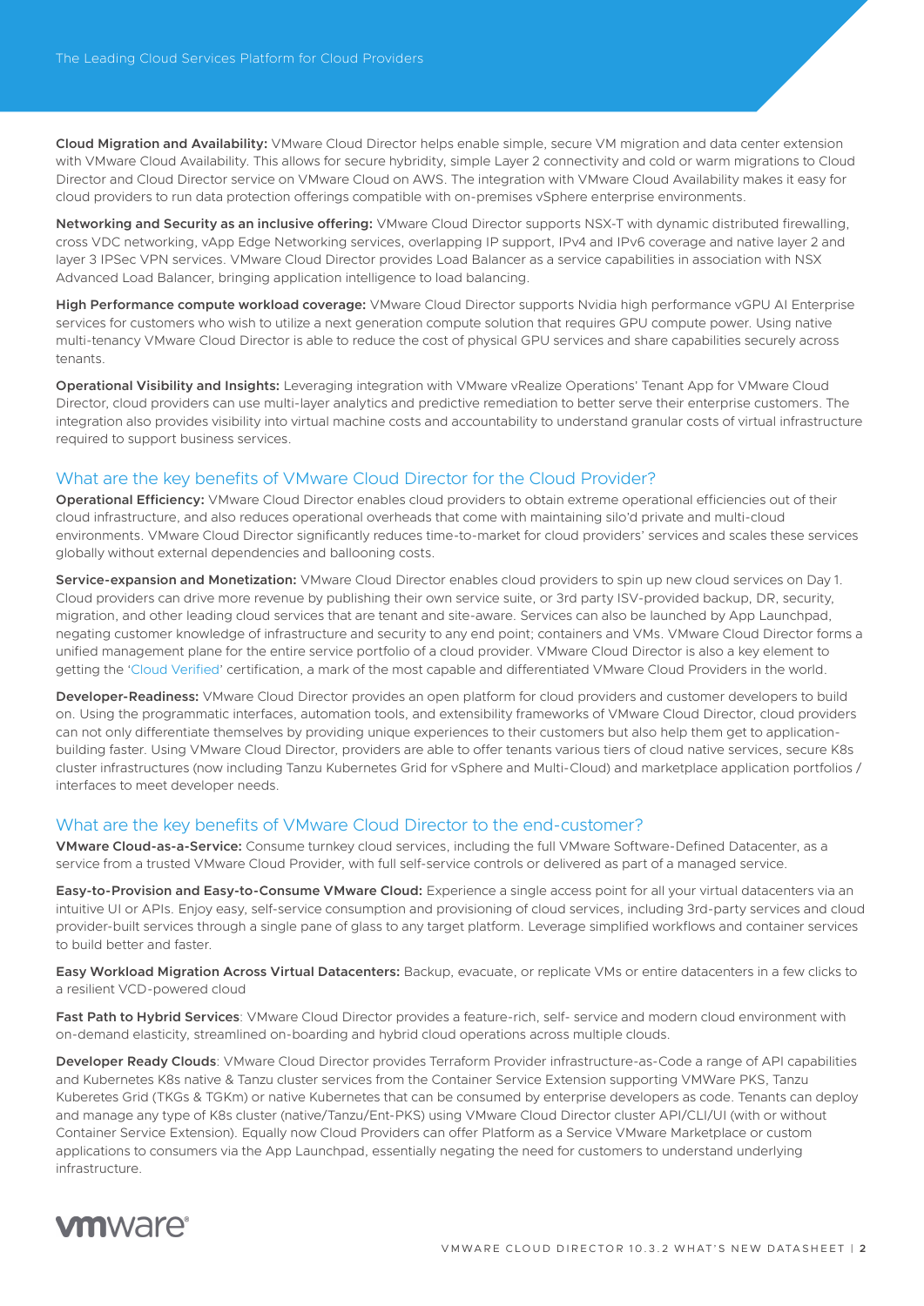**Cloud Migration and Availability:** VMware Cloud Director helps enable simple, secure VM migration and data center extension with VMware Cloud Availability. This allows for secure hybridity, simple Layer 2 connectivity and cold or warm migrations to Cloud Director and Cloud Director service on VMware Cloud on AWS. The integration with VMware Cloud Availability makes it easy for cloud providers to run data protection offerings compatible with on-premises vSphere enterprise environments.

**Networking and Security as an inclusive offering:** VMware Cloud Director supports NSX-T with dynamic distributed firewalling, cross VDC networking, vApp Edge Networking services, overlapping IP support, IPv4 and IPv6 coverage and native layer 2 and layer 3 IPSec VPN services. VMware Cloud Director provides Load Balancer as a service capabilities in association with NSX Advanced Load Balancer, bringing application intelligence to load balancing.

**High Performance compute workload coverage:** VMware Cloud Director supports Nvidia high performance vGPU AI Enterprise services for customers who wish to utilize a next generation compute solution that requires GPU compute power. Using native multi-tenancy VMware Cloud Director is able to reduce the cost of physical GPU services and share capabilities securely across tenants.

**Operational Visibility and Insights:** Leveraging integration with VMware vRealize Operations' Tenant App for VMware Cloud Director, cloud providers can use multi-layer analytics and predictive remediation to better serve their enterprise customers. The integration also provides visibility into virtual machine costs and accountability to understand granular costs of virtual infrastructure required to support business services.

## What are the key benefits of VMware Cloud Director for the Cloud Provider?

**Operational Efficiency:** VMware Cloud Director enables cloud providers to obtain extreme operational efficiencies out of their cloud infrastructure, and also reduces operational overheads that come with maintaining silo'd private and multi-cloud environments. VMware Cloud Director significantly reduces time-to-market for cloud providers' services and scales these services globally without external dependencies and ballooning costs.

**Service-expansion and Monetization:** VMware Cloud Director enables cloud providers to spin up new cloud services on Day 1. Cloud providers can drive more revenue by publishing their own service suite, or 3rd party ISV-provided backup, DR, security, migration, and other leading cloud services that are tenant and site-aware. Services can also be launched by App Launchpad, negating customer knowledge of infrastructure and security to any end point; containers and VMs. VMware Cloud Director forms a unified management plane for the entire service portfolio of a cloud provider. VMware Cloud Director is also a key element to getting the 'Cloud Verified' certification, a mark of the most capable and differentiated VMware Cloud Providers in the world.

**Developer-Readiness:** VMware Cloud Director provides an open platform for cloud providers and customer developers to build on. Using the programmatic interfaces, automation tools, and extensibility frameworks of VMware Cloud Director, cloud providers can not only differentiate themselves by providing unique experiences to their customers but also help them get to application-building faster. Using VMware Cloud Director, providers are able to offer tenants various tiers of cloud native services, secure K8s cluster infrastructures (now including Tanzu Kubernetes Grid for vSphere and Multi-Cloud) and marketplace application portfolios / interfaces to meet developer needs.

## What are the key benefits of VMware Cloud Director to the end-customer?

**VMware Cloud-as-a-Service:** Consume turnkey cloud services, including the full VMware Software-Defined Datacenter, as a service from a trusted VMware Cloud Provider, with full self-service controls or delivered as part of a managed service.

**Easy-to-Provision and Easy-to-Consume VMware Cloud:** Experience a single access point for all your virtual datacenters via an intuitive UI or APIs. Enjoy easy, self-service consumption and provisioning of cloud services, including 3rd-party services and cloud provider-built services through a single pane of glass to any target platform. Leverage simplified workflows and container services to build better and faster.

**Easy Workload Migration Across Virtual Datacenters:** Backup, evacuate, or replicate VMs or entire datacenters in a few clicks to a resilient VCD-powered cloud

**Fast Path to Hybrid Services**: VMware Cloud Director provides a feature-rich, self- service and modern cloud environment with on-demand elasticity, streamlined on-boarding and hybrid cloud operations across multiple clouds.

**Developer Ready Clouds**: VMware Cloud Director provides Terraform Provider infrastructure-as-Code a range of API capabilities and Kubernetes K8s native & Tanzu cluster services from the Container Service Extension supporting VMWare PKS, Tanzu Kuberetes Grid (TKGs & TGKm) or native Kubernetes that can be consumed by enterprise developers as code. Tenants can deploy and manage any type of K8s cluster (native/Tanzu/Ent-PKS) using VMware Cloud Director cluster API/CLI/UI (with or without Container Service Extension). Equally now Cloud Providers can offer Platform as a Service VMware Marketplace or custom applications to consumers via the App Launchpad, essentially negating the need for customers to understand underlying infrastructure.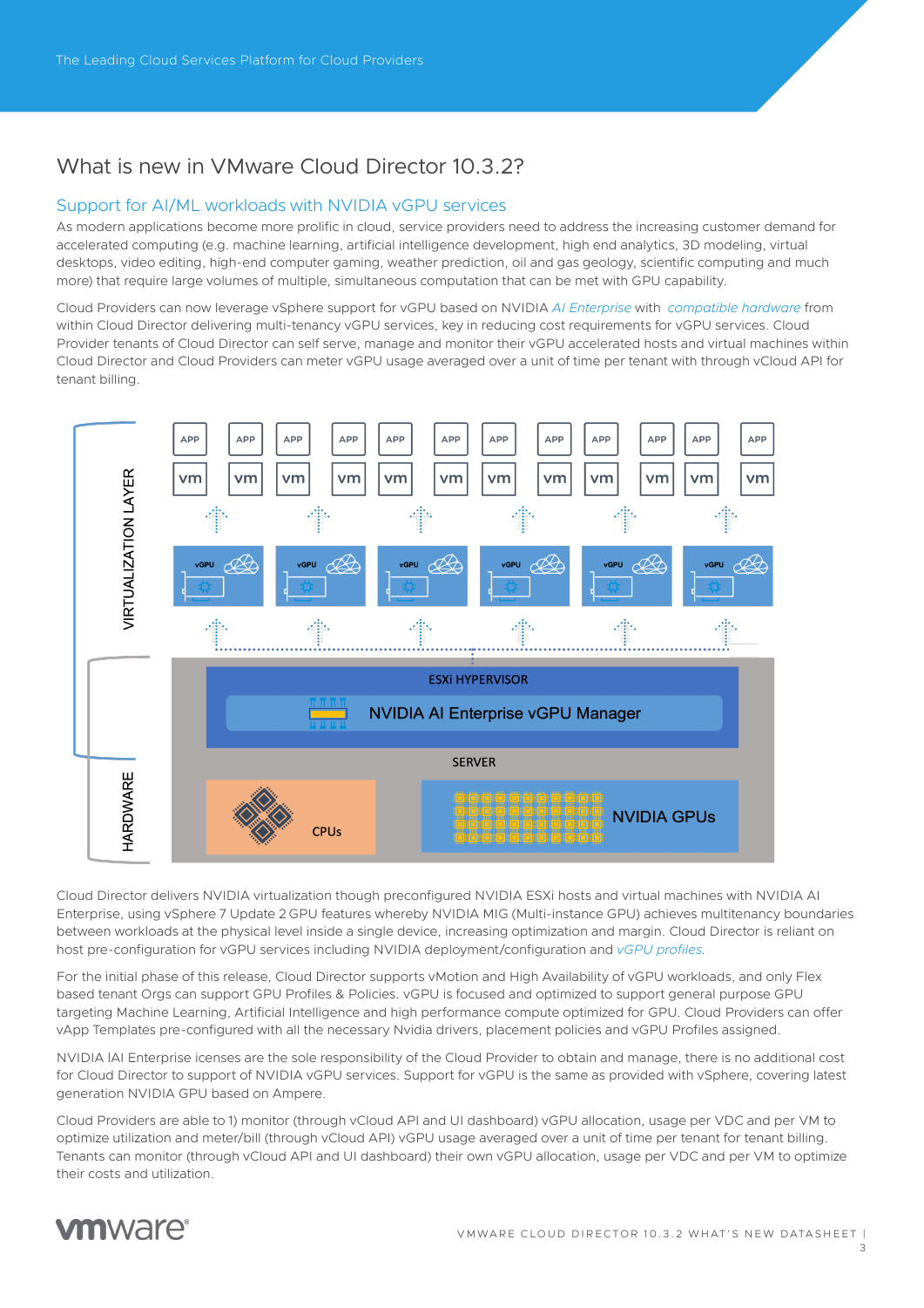## What is new in VMware Cloud Director 10.3.2?

### Support for AI/ML workloads with NVIDIA vGPU services

As modern applications become more prolific in cloud, service providers need to address the increasing customer demand for accelerated computing (e.g. machine learning, artificial intelligence development, high end analytics, 3D modeling, virtual desktops, video editing, high-end computer gaming, weather prediction, oil and gas geology, scientific computing and much more) that require large volumes of multiple, simultaneous computation that can be met with GPU capability.

Cloud Providers can now leverage vSphere support for vGPU based on NVIDIA *AI Enterprise* with *compatible hardware* from within Cloud Director delivering multi-tenancy vGPU services, key in reducing cost requirements for vGPU services. Cloud Provider tenants of Cloud Director can self serve, manage and monitor their vGPU accelerated hosts and virtual machines within Cloud Director and Cloud Providers can meter vGPU usage averaged over a unit of time per tenant with through vCloud API for tenant billing.

Cloud Director delivers NVIDIA virtualization though preconfigured NVIDIA ESXi hosts and virtual machines with NVIDIA AI Enterprise, using vSphere 7 Update 2 GPU features whereby NVIDIA MIG (Multi-instance GPU) achieves multitenancy boundaries between workloads at the physical level inside a single device, increasing optimization and margin. Cloud Director is reliant on host pre-configuration for vGPU services including NVIDIA deployment/configuration and *vGPU profiles*.

For the initial phase of this release, Cloud Director supports vMotion and High Availability of vGPU workloads, and only Flex based tenant Orgs can support GPU Profiles & Policies. vGPU is focused and optimized to support general purpose GPU targeting Machine Learning, Artificial Intelligence and high performance compute optimized for GPU. Cloud Providers can offer vApp Templates pre-configured with all the necessary Nvidia drivers, placement policies and vGPU Profiles assigned.

NVIDIA IAI Enterprise icenses are the sole responsibility of the Cloud Provider to obtain and manage, there is no additional cost for Cloud Director to support of NVIDIA vGPU services. Support for vGPU is the same as provided with vSphere, covering latest generation NVIDIA GPU based on Ampere.

Cloud Providers are able to 1) monitor (through vCloud API and UI dashboard) vGPU allocation, usage per VDC and per VM to optimize utilization and meter/bill (through vCloud API) vGPU usage averaged over a unit of time per tenant for tenant billing. Tenants can monitor (through vCloud API and UI dashboard) their own vGPU allocation, usage per VDC and per VM to optimize their costs and utilization.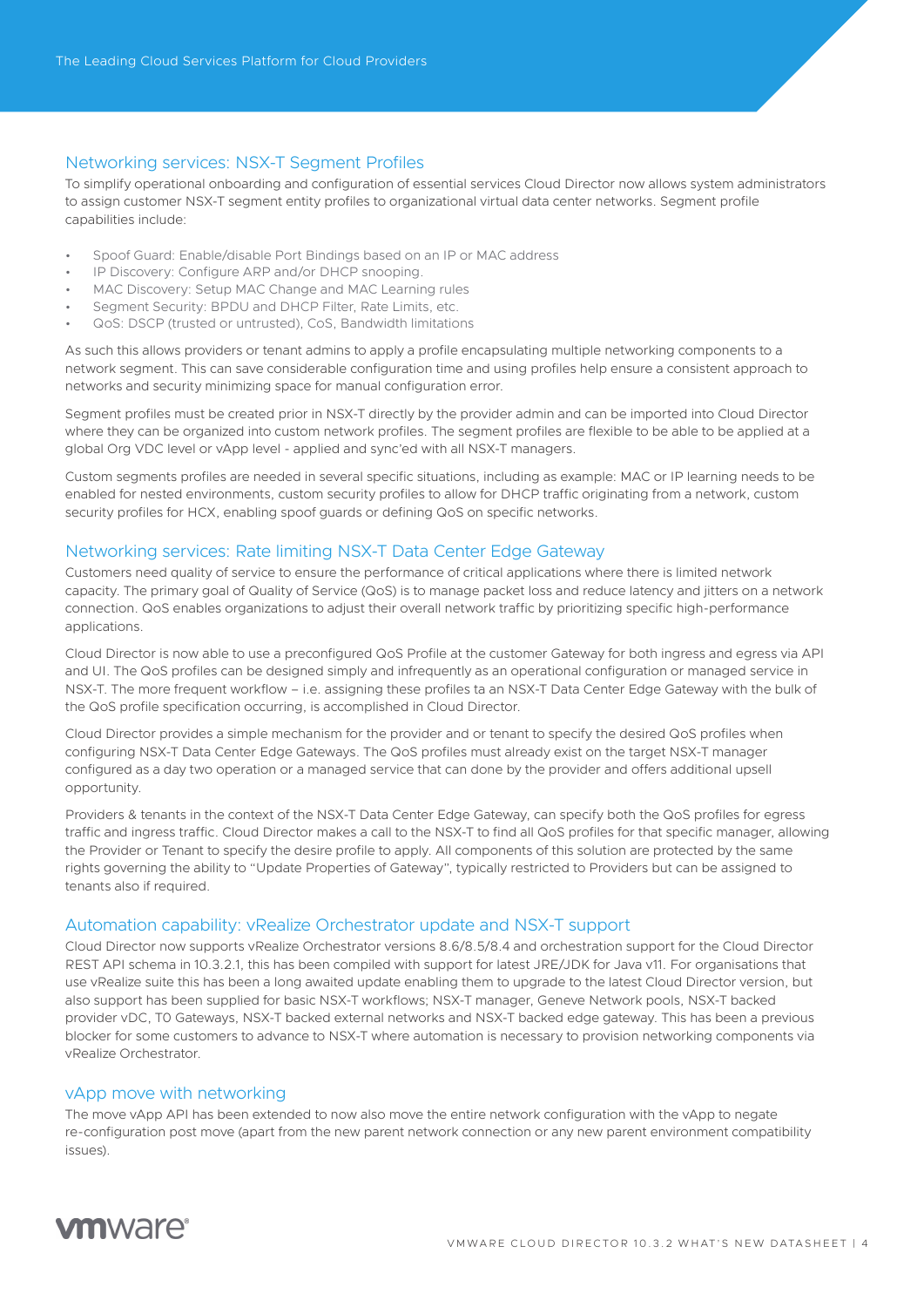## Networking services: NSX-T Segment Profiles

To simplify operational onboarding and configuration of essential services Cloud Director now allows system administrators to assign customer NSX-T segment entity profiles to organizational virtual data center networks. Segment profile capabilities include:

- Spoof Guard: Enable/disable Port Bindings based on an IP or MAC address
- IP Discovery: Configure ARP and/or DHCP snooping.
- MAC Discovery: Setup MAC Change and MAC Learning rules
- Segment Security: BPDU and DHCP Filter, Rate Limits, etc.
- QoS: DSCP (trusted or untrusted), CoS, Bandwidth limitations

As such this allows providers or tenant admins to apply a profile encapsulating multiple networking components to a network segment. This can save considerable configuration time and using profiles help ensure a consistent approach to networks and security minimizing space for manual configuration error.

Segment profiles must be created prior in NSX-T directly by the provider admin and can be imported into Cloud Director where they can be organized into custom network profiles. The segment profiles are flexible to be able to be applied at a global Org VDC level or vApp level - applied and sync'ed with all NSX-T managers.

Custom segments profiles are needed in several specific situations, including as example: MAC or IP learning needs to be enabled for nested environments, custom security profiles to allow for DHCP traffic originating from a network, custom security profiles for HCX, enabling spoof guards or defining QoS on specific networks.

## Networking services: Rate limiting NSX-T Data Center Edge Gateway

Customers need quality of service to ensure the performance of critical applications where there is limited network capacity. The primary goal of Quality of Service (QoS) is to manage packet loss and reduce latency and jitters on a network connection. QoS enables organizations to adjust their overall network traffic by prioritizing specific high-performance applications.

Cloud Director is now able to use a preconfigured QoS Profile at the customer Gateway for both ingress and egress via API and UI. The QoS profiles can be designed simply and infrequently as an operational configuration or managed service in NSX-T. The more frequent workflow – i.e. assigning these profiles ta an NSX-T Data Center Edge Gateway with the bulk of the QoS profile specification occurring, is accomplished in Cloud Director.

Cloud Director provides a simple mechanism for the provider and or tenant to specify the desired QoS profiles when configuring NSX-T Data Center Edge Gateways. The QoS profiles must already exist on the target NSX-T manager configured as a day two operation or a managed service that can done by the provider and offers additional upsell opportunity.

Providers & tenants in the context of the NSX-T Data Center Edge Gateway, can specify both the QoS profiles for egress traffic and ingress traffic. Cloud Director makes a call to the NSX-T to find all QoS profiles for that specific manager, allowing the Provider or Tenant to specify the desire profile to apply. All components of this solution are protected by the same rights governing the ability to "Update Properties of Gateway", typically restricted to Providers but can be assigned to tenants also if required.

## Automation capability: vRealize Orchestrator update and NSX-T support

Cloud Director now supports vRealize Orchestrator versions 8.6/8.5/8.4 and orchestration support for the Cloud Director REST API schema in 10.3.2.1, this has been compiled with support for latest JRE/JDK for Java v11. For organisations that use vRealize suite this has been a long awaited update enabling them to upgrade to the latest Cloud Director version, but also support has been supplied for basic NSX-T workflows; NSX-T manager, Geneve Network pools, NSX-T backed provider vDC, T0 Gateways, NSX-T backed external networks and NSX-T backed edge gateway. This has been a previous blocker for some customers to advance to NSX-T where automation is necessary to provision networking components via vRealize Orchestrator.

## vApp move with networking

The move vApp API has been extended to now also move the entire network configuration with the vApp to negate re-configuration post move (apart from the new parent network connection or any new parent environment compatibility issues).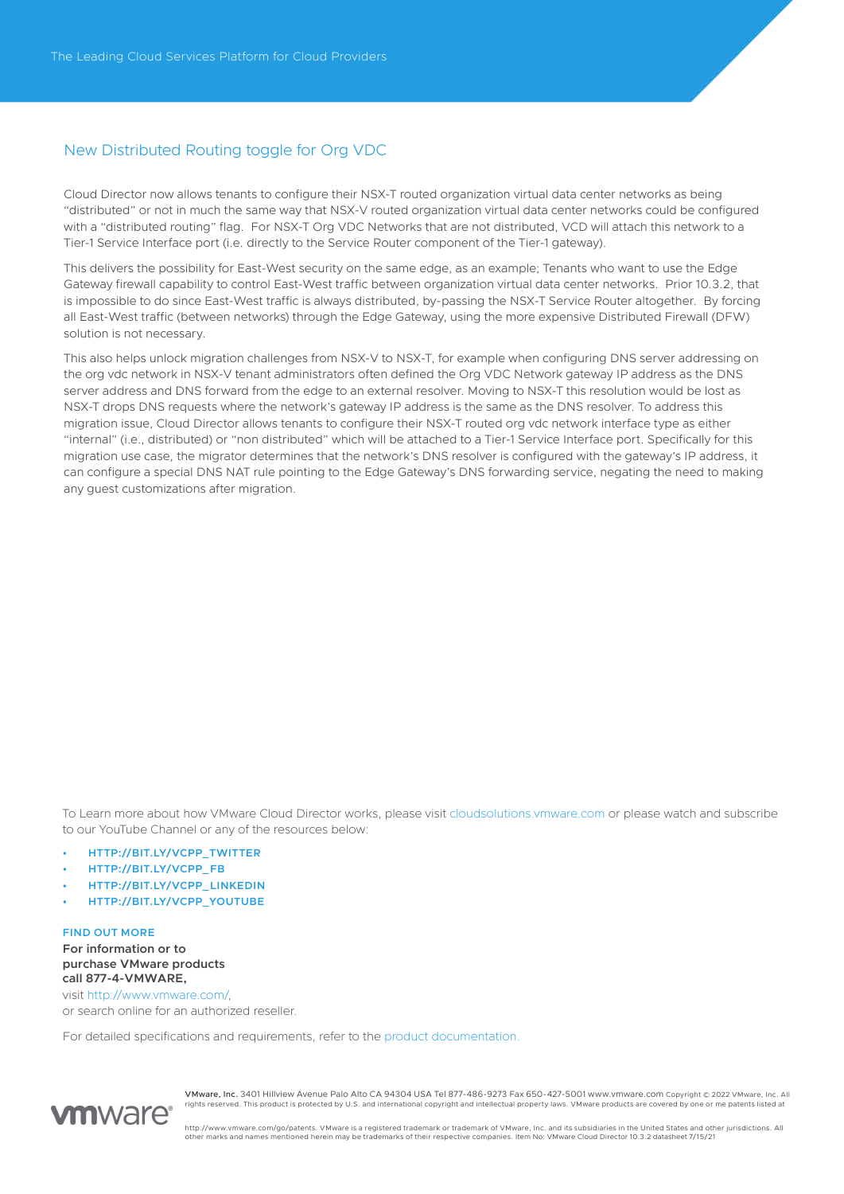## New Distributed Routing toggle for Org VDC

Cloud Director now allows tenants to configure their NSX-T routed organization virtual data center networks as being "distributed" or not in much the same way that NSX-V routed organization virtual data center networks could be configured with a "distributed routing" flag. For NSX-T Org VDC Networks that are not distributed, VCD will attach this network to a Tier-1 Service Interface port (i.e. directly to the Service Router component of the Tier-1 gateway).

This delivers the possibility for East-West security on the same edge, as an example; Tenants who want to use the Edge Gateway firewall capability to control East-West traffic between organization virtual data center networks. Prior 10.3.2, that is impossible to do since East-West traffic is always distributed, by-passing the NSX-T Service Router altogether. By forcing all East-West traffic (between networks) through the Edge Gateway, using the more expensive Distributed Firewall (DFW) solution is not necessary.

This also helps unlock migration challenges from NSX-V to NSX-T, for example when configuring DNS server addressing on the org vdc network in NSX-V tenant administrators often defined the Org VDC Network gateway IP address as the DNS server address and DNS forward from the edge to an external resolver. Moving to NSX-T this resolution would be lost as NSX-T drops DNS requests where the network's gateway IP address is the same as the DNS resolver. To address this migration issue, Cloud Director allows tenants to configure their NSX-T routed org vdc network interface type as either "internal" (i.e., distributed) or "non distributed" which will be attached to a Tier-1 Service Interface port. Specifically for this migration use case, the migrator determines that the network's DNS resolver is configured with the gateway's IP address, it can configure a special DNS NAT rule pointing to the Edge Gateway's DNS forwarding service, negating the need to making any guest customizations after migration.

To Learn more about how VMware Cloud Director works, please visit cloudsolutions.vmware.com or please watch and subscribe to our YouTube Channel or any of the resources below:

- HTTP://BIT.LY/VCPP_TWITTER
- HTTP://BIT.LY/VCPP_FB
- HTTP://BIT.LY/VCPP_LINKEDIN
- HTTP://BIT.LY/VCPP_YOUTUBE

**FIND OUT MORE**

**For information or to purchase VMware products call 877-4-VMWARE,**
visit http://www.vmware.com/,
or search online for an authorized reseller.

For detailed specifications and requirements, refer to the product documentation.

**VMware, Inc.** 3401 Hillview Avenue Palo Alto CA 94304 USA Tel 877-486-9273 Fax 650-427-5001 www.vmware.com Copyright © 2022 VMware, Inc. All rights reserved. This product is protected by U.S. and international copyright and intellectual property laws. VMware products are covered by one or me patents listed at http://www.vmware.com/go/patents. VMware is a registered trademark or trademark of VMware, Inc. and its subsidiaries in the United States and other jurisdictions. All other marks and names mentioned herein may be trademarks of their respective companies. Item No: VMware Cloud Director 10.3.2 datasheet 7/15/21